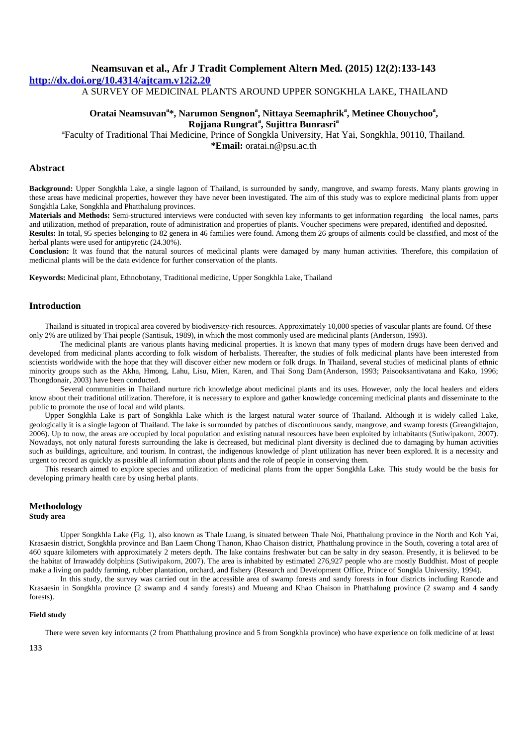A SURVEY OF MEDICINAL PLANTS AROUND UPPER SONGKHLA LAKE, THAILAND

**Oratai Neamsuvan[a]*, Narumon Sengnon[a], Nittaya Seemaphrik[a], Metinee Chouychoo[a], Rojjana Rungrat[a], Sujittra Bunrasri[a]**

[a]Faculty of Traditional Thai Medicine, Prince of Songkla University, Hat Yai, Songkhla, 90110, Thailand.
**\*Email:** oratai.n@psu.ac.th

## Abstract

**Background:** Upper Songkhla Lake, a single lagoon of Thailand, is surrounded by sandy, mangrove, and swamp forests. Many plants growing in these areas have medicinal properties, however they have never been investigated. The aim of this study was to explore medicinal plants from upper Songkhla Lake, Songkhla and Phatthalung provinces.

**Materials and Methods:** Semi-structured interviews were conducted with seven key informants to get information regarding the local names, parts and utilization, method of preparation, route of administration and properties of plants. Voucher specimens were prepared, identified and deposited.

**Results:** In total, 95 species belonging to 82 genera in 46 families were found. Among them 26 groups of ailments could be classified, and most of the herbal plants were used for antipyretic (24.30%).

**Conclusion:** It was found that the natural sources of medicinal plants were damaged by many human activities. Therefore, this compilation of medicinal plants will be the data evidence for further conservation of the plants.

**Keywords:** Medicinal plant, Ethnobotany, Traditional medicine, Upper Songkhla Lake, Thailand

## Introduction

Thailand is situated in tropical area covered by biodiversity-rich resources. Approximately 10,000 species of vascular plants are found. Of these only 2% are utilized by Thai people (Santisuk, 1989), in which the most commonly used are medicinal plants (Anderson, 1993).

The medicinal plants are various plants having medicinal properties. It is known that many types of modern drugs have been derived and developed from medicinal plants according to folk wisdom of herbalists. Thereafter, the studies of folk medicinal plants have been interested from scientists worldwide with the hope that they will discover either new modern or folk drugs. In Thailand, several studies of medicinal plants of ethnic minority groups such as the Akha, Hmong, Lahu, Lisu, Mien, Karen, and Thai Song Dam (Anderson, 1993; Paisooksantivatana and Kako, 1996; Thongdonair, 2003) have been conducted.

Several communities in Thailand nurture rich knowledge about medicinal plants and its uses. However, only the local healers and elders know about their traditional utilization. Therefore, it is necessary to explore and gather knowledge concerning medicinal plants and disseminate to the public to promote the use of local and wild plants.

Upper Songkhla Lake is part of Songkhla Lake which is the largest natural water source of Thailand. Although it is widely called Lake, geologically it is a single lagoon of Thailand. The lake is surrounded by patches of discontinuous sandy, mangrove, and swamp forests (Greangkhajon, 2006). Up to now, the areas are occupied by local population and existing natural resources have been exploited by inhabitants (Sutiwipakorn, 2007). Nowadays, not only natural forests surrounding the lake is decreased, but medicinal plant diversity is declined due to damaging by human activities such as buildings, agriculture, and tourism. In contrast, the indigenous knowledge of plant utilization has never been explored. It is a necessity and urgent to record as quickly as possible all information about plants and the role of people in conserving them.

This research aimed to explore species and utilization of medicinal plants from the upper Songkhla Lake. This study would be the basis for developing primary health care by using herbal plants.

## Methodology

### Study area

Upper Songkhla Lake (Fig. 1), also known as Thale Luang, is situated between Thale Noi, Phatthalung province in the North and Koh Yai, Krasaesin district, Songkhla province and Ban Laem Chong Thanon, Khao Chaison district, Phatthalung province in the South, covering a total area of 460 square kilometers with approximately 2 meters depth. The lake contains freshwater but can be salty in dry season. Presently, it is believed to be the habitat of Irrawaddy dolphins (Sutiwipakorn, 2007). The area is inhabited by estimated 276,927 people who are mostly Buddhist. Most of people make a living on paddy farming, rubber plantation, orchard, and fishery (Research and Development Office, Prince of Songkla University, 1994).

In this study, the survey was carried out in the accessible area of swamp forests and sandy forests in four districts including Ranode and Krasaesin in Songkhla province (2 swamp and 4 sandy forests) and Mueang and Khao Chaison in Phatthalung province (2 swamp and 4 sandy forests).

### Field study

There were seven key informants (2 from Phatthalung province and 5 from Songkhla province) who have experience on folk medicine of at least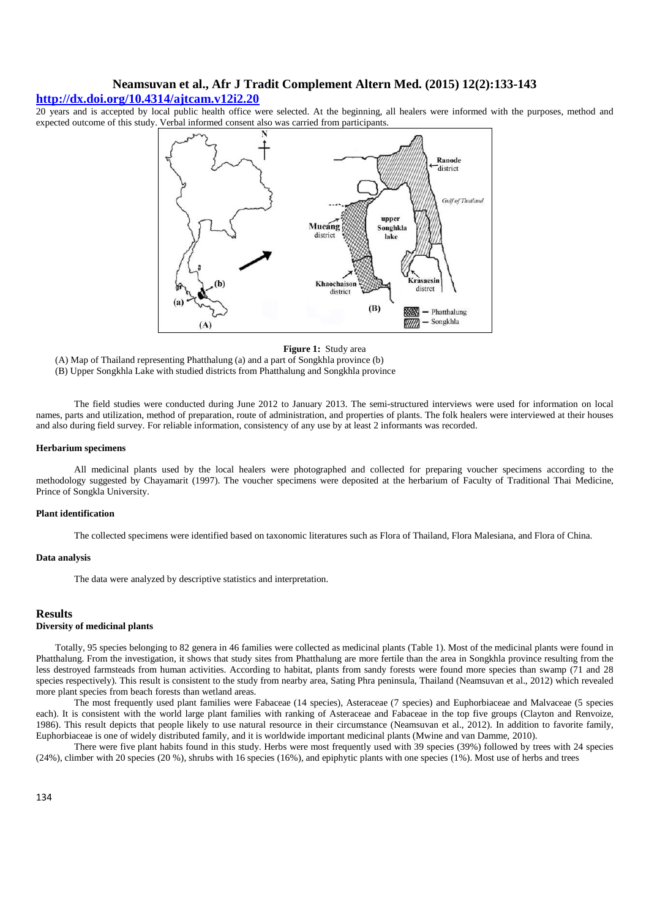20 years and is accepted by local public health office were selected. At the beginning, all healers were informed with the purposes, method and expected outcome of this study. Verbal informed consent also was carried from participants.

N

Ranode district

Gulf of Thailand

upper Songkhla lake

Mueang district

Khaochaison district

Krasaesin distrct

(a)

(b)

(A)

(B)

Phatthalung

Songkhla

**Figure 1:** Study area

(A) Map of Thailand representing Phatthalung (a) and a part of Songkhla province (b)

(B) Upper Songkhla Lake with studied districts from Phatthalung and Songkhla province

The field studies were conducted during June 2012 to January 2013. The semi-structured interviews were used for information on local names, parts and utilization, method of preparation, route of administration, and properties of plants. The folk healers were interviewed at their houses and also during field survey. For reliable information, consistency of any use by at least 2 informants was recorded.

#### Herbarium specimens

All medicinal plants used by the local healers were photographed and collected for preparing voucher specimens according to the methodology suggested by Chayamarit (1997). The voucher specimens were deposited at the herbarium of Faculty of Traditional Thai Medicine, Prince of Songkla University.

#### Plant identification

The collected specimens were identified based on taxonomic literatures such as Flora of Thailand, Flora Malesiana, and Flora of China.

#### Data analysis

The data were analyzed by descriptive statistics and interpretation.

## Results

#### Diversity of medicinal plants

Totally, 95 species belonging to 82 genera in 46 families were collected as medicinal plants (Table 1). Most of the medicinal plants were found in Phatthalung. From the investigation, it shows that study sites from Phatthalung are more fertile than the area in Songkhla province resulting from the less destroyed farmsteads from human activities. According to habitat, plants from sandy forests were found more species than swamp (71 and 28 species respectively). This result is consistent to the study from nearby area, Sating Phra peninsula, Thailand (Neamsuvan et al., 2012) which revealed more plant species from beach forests than wetland areas.

The most frequently used plant families were Fabaceae (14 species), Asteraceae (7 species) and Euphorbiaceae and Malvaceae (5 species each). It is consistent with the world large plant families with ranking of Asteraceae and Fabaceae in the top five groups (Clayton and Renvoize, 1986). This result depicts that people likely to use natural resource in their circumstance (Neamsuvan et al., 2012). In addition to favorite family, Euphorbiaceae is one of widely distributed family, and it is worldwide important medicinal plants (Mwine and van Damme, 2010).

There were five plant habits found in this study. Herbs were most frequently used with 39 species (39%) followed by trees with 24 species (24%), climber with 20 species (20 %), shrubs with 16 species (16%), and epiphytic plants with one species (1%). Most use of herbs and trees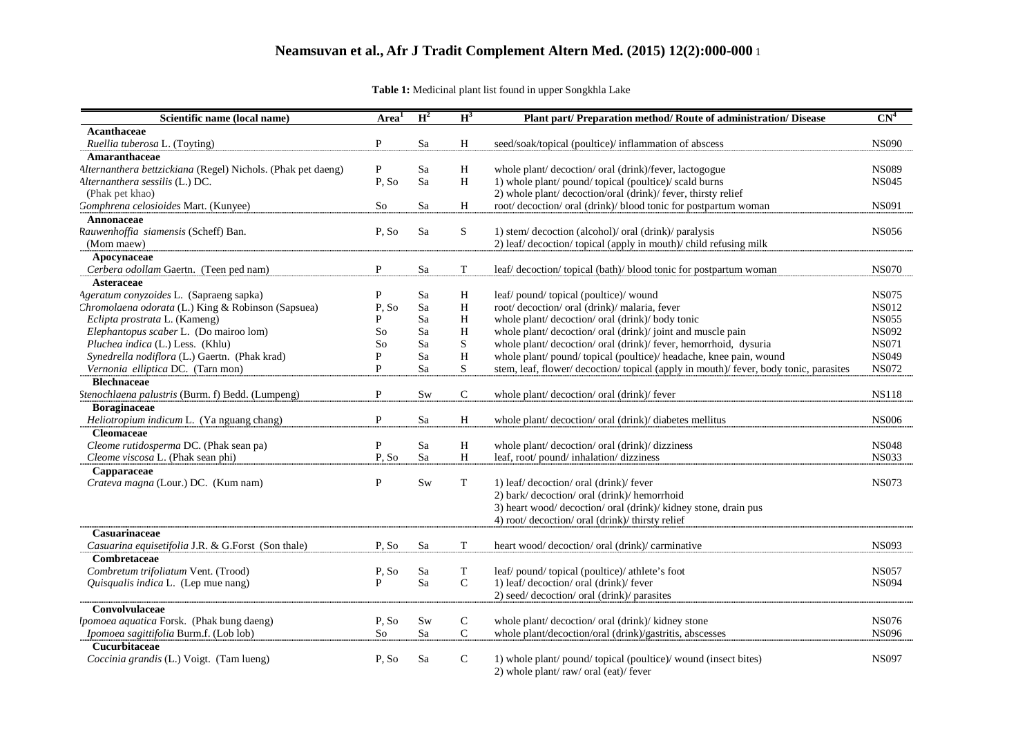**Table 1:** Medicinal plant list found in upper Songkhla Lake

| Scientific name (local name) | Area[1] | H[2] | H[3] | Plant part/ Preparation method/ Route of administration/ Disease | CN[4] |
|---|---|---|---|---|---|
| **Acanthaceae** | | | | | |
| *Ruellia tuberosa* L. (Toyting) | P | Sa | H | seed/soak/topical (poultice)/ inflammation of abscess | NS090 |
| **Amaranthaceae** | | | | | |
| *Alternanthera bettzickiana* (Regel) Nichols. (Phak pet daeng) | P | Sa | H | whole plant/ decoction/ oral (drink)/fever, lactogogue | NS089 |
| *Alternanthera sessilis* (L.) DC. (Phak pet khao) | P, So | Sa | H | 1) whole plant/ pound/ topical (poultice)/ scald burns<br>2) whole plant/ decoction/oral (drink)/ fever, thirsty relief | NS045 |
| *Gomphrena celosioides* Mart. (Kunyee) | So | Sa | H | root/ decoction/ oral (drink)/ blood tonic for postpartum woman | NS091 |
| **Annonaceae** | | | | | |
| *Rauwenhoffia siamensis* (Scheff) Ban. (Mom maew) | P, So | Sa | S | 1) stem/ decoction (alcohol)/ oral (drink)/ paralysis<br>2) leaf/ decoction/ topical (apply in mouth)/ child refusing milk | NS056 |
| **Apocynaceae** | | | | | |
| *Cerbera odollam* Gaertn. (Teen ped nam) | P | Sa | T | leaf/ decoction/ topical (bath)/ blood tonic for postpartum woman | NS070 |
| **Asteraceae** | | | | | |
| *Ageratum conyzoides* L. (Sapraeng sapka) | P | Sa | H | leaf/ pound/ topical (poultice)/ wound | NS075 |
| *Chromolaena odorata* (L.) King & Robinson (Sapsuea) | P, So | Sa | H | root/ decoction/ oral (drink)/ malaria, fever | NS012 |
| *Eclipta prostrata* L. (Kameng) | P | Sa | H | whole plant/ decoction/ oral (drink)/ body tonic | NS055 |
| *Elephantopus scaber* L. (Do mairoo lom) | So | Sa | H | whole plant/ decoction/ oral (drink)/ joint and muscle pain | NS092 |
| *Pluchea indica* (L.) Less. (Khlu) | So | Sa | S | whole plant/ decoction/ oral (drink)/ fever, hemorrhoid, dysuria | NS071 |
| *Synedrella nodiflora* (L.) Gaertn. (Phak krad) | P | Sa | H | whole plant/ pound/ topical (poultice)/ headache, knee pain, wound | NS049 |
| *Vernonia elliptica* DC. (Tarn mon) | P | Sa | S | stem, leaf, flower/ decoction/ topical (apply in mouth)/ fever, body tonic, parasites | NS072 |
| **Blechnaceae** | | | | | |
| *Stenochlaena palustris* (Burm. f) Bedd. (Lumpeng) | P | Sw | C | whole plant/ decoction/ oral (drink)/ fever | NS118 |
| **Boraginaceae** | | | | | |
| *Heliotropium indicum* L. (Ya nguang chang) | P | Sa | H | whole plant/ decoction/ oral (drink)/ diabetes mellitus | NS006 |
| **Cleomaceae** | | | | | |
| *Cleome rutidosperma* DC. (Phak sean pa) | P | Sa | H | whole plant/ decoction/ oral (drink)/ dizziness | NS048 |
| *Cleome viscosa* L. (Phak sean phi) | P, So | Sa | H | leaf, root/ pound/ inhalation/ dizziness | NS033 |
| **Capparaceae** | | | | | |
| *Crateva magna* (Lour.) DC. (Kum nam) | P | Sw | T | 1) leaf/ decoction/ oral (drink)/ fever<br>2) bark/ decoction/ oral (drink)/ hemorrhoid<br>3) heart wood/ decoction/ oral (drink)/ kidney stone, drain pus<br>4) root/ decoction/ oral (drink)/ thirsty relief | NS073 |
| **Casuarinaceae** | | | | | |
| *Casuarina equisetifolia* J.R. & G.Forst (Son thale) | P, So | Sa | T | heart wood/ decoction/ oral (drink)/ carminative | NS093 |
| **Combretaceae** | | | | | |
| *Combretum trifoliatum* Vent. (Trood) | P, So | Sa | T | leaf/ pound/ topical (poultice)/ athlete's foot | NS057 |
| *Quisqualis indica* L. (Lep mue nang) | P | Sa | C | 1) leaf/ decoction/ oral (drink)/ fever<br>2) seed/ decoction/ oral (drink)/ parasites | NS094 |
| **Convolvulaceae** | | | | | |
| *Ipomoea aquatica* Forsk. (Phak bung daeng) | P, So | Sw | C | whole plant/ decoction/ oral (drink)/ kidney stone | NS076 |
| *Ipomoea sagittifolia* Burm.f. (Lob lob) | So | Sa | C | whole plant/decoction/oral (drink)/gastritis, abscesses | NS096 |
| **Cucurbitaceae** | | | | | |
| *Coccinia grandis* (L.) Voigt. (Tam lueng) | P, So | Sa | C | 1) whole plant/ pound/ topical (poultice)/ wound (insect bites)<br>2) whole plant/ raw/ oral (eat)/ fever | NS097 |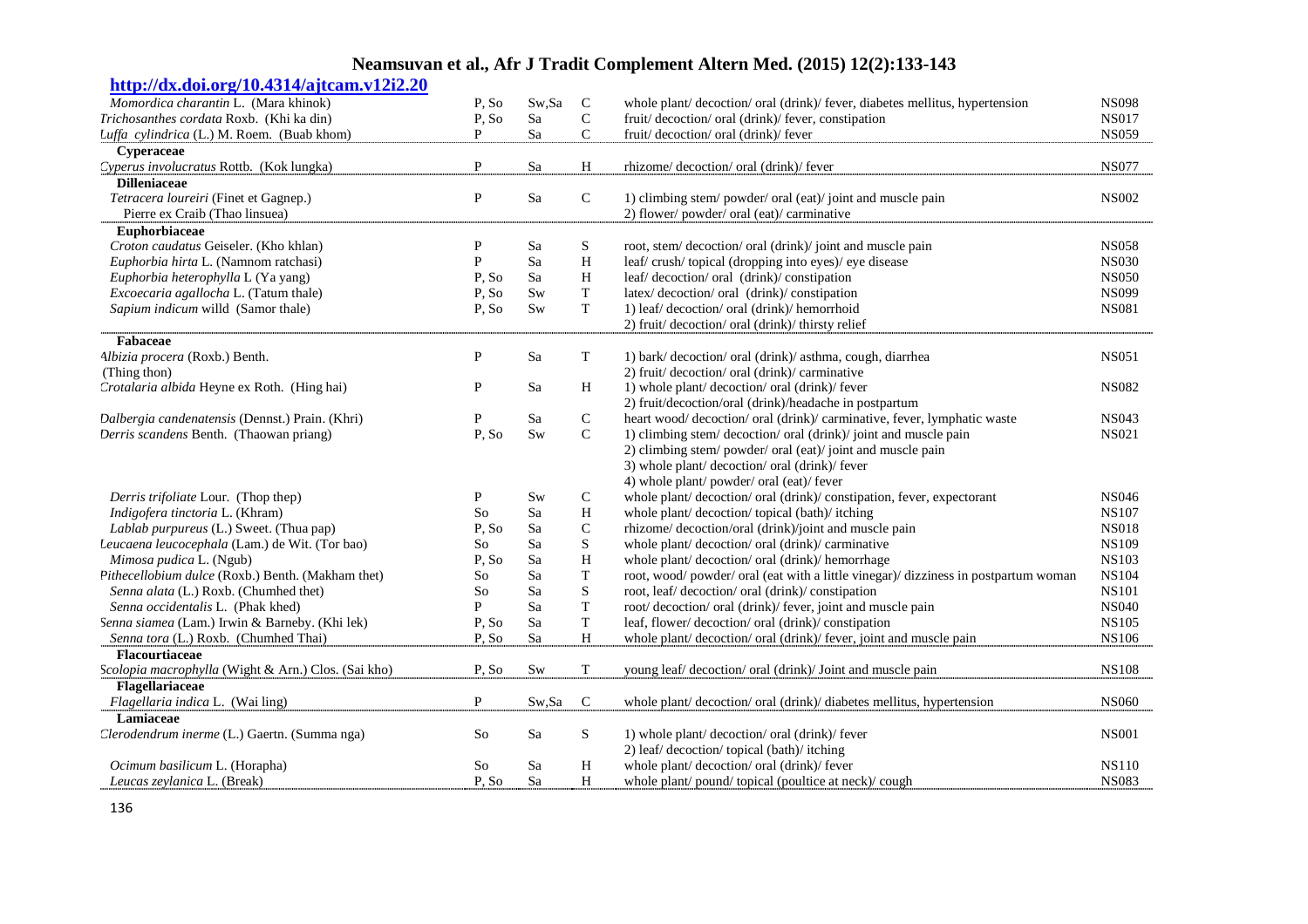| | | | | | |
|---|---|---|---|---|---|
| *Momordica charantin* L. (Mara khinok) | P, So | Sw,Sa | C | whole plant/ decoction/ oral (drink)/ fever, diabetes mellitus, hypertension | NS098 |
| *Trichosanthes cordata* Roxb. (Khi ka din) | P, So | Sa | C | fruit/ decoction/ oral (drink)/ fever, constipation | NS017 |
| *Luffa cylindrica* (L.) M. Roem. (Buab khom) | P | Sa | C | fruit/ decoction/ oral (drink)/ fever | NS059 |
| **Cyperaceae** | | | | | |
| *Cyperus involucratus* Rottb. (Kok lungka) | P | Sa | H | rhizome/ decoction/ oral (drink)/ fever | NS077 |
| **Dilleniaceae** | | | | | |
| *Tetracera loureiri* (Finet et Gagnep.) Pierre ex Craib (Thao linsuea) | P | Sa | C | 1) climbing stem/ powder/ oral (eat)/ joint and muscle pain<br>2) flower/ powder/ oral (eat)/ carminative | NS002 |
| **Euphorbiaceae** | | | | | |
| *Croton caudatus* Geiseler. (Kho khlan) | P | Sa | S | root, stem/ decoction/ oral (drink)/ joint and muscle pain | NS058 |
| *Euphorbia hirta* L. (Namnom ratchasi) | P | Sa | H | leaf/ crush/ topical (dropping into eyes)/ eye disease | NS030 |
| *Euphorbia heterophylla* L (Ya yang) | P, So | Sa | H | leaf/ decoction/ oral (drink)/ constipation | NS050 |
| *Excoecaria agallocha* L. (Tatum thale) | P, So | Sw | T | latex/ decoction/ oral (drink)/ constipation | NS099 |
| *Sapium indicum* willd (Samor thale) | P, So | Sw | T | 1) leaf/ decoction/ oral (drink)/ hemorrhoid<br>2) fruit/ decoction/ oral (drink)/ thirsty relief | NS081 |
| **Fabaceae** | | | | | |
| *Albizia procera* (Roxb.) Benth. (Thing thon) | P | Sa | T | 1) bark/ decoction/ oral (drink)/ asthma, cough, diarrhea<br>2) fruit/ decoction/ oral (drink)/ carminative | NS051 |
| *Crotalaria albida* Heyne ex Roth. (Hing hai) | P | Sa | H | 1) whole plant/ decoction/ oral (drink)/ fever<br>2) fruit/decoction/oral (drink)/headache in postpartum | NS082 |
| *Dalbergia candenatensis* (Dennst.) Prain. (Khri) | P | Sa | C | heart wood/ decoction/ oral (drink)/ carminative, fever, lymphatic waste | NS043 |
| *Derris scandens* Benth. (Thaowan priang) | P, So | Sw | C | 1) climbing stem/ decoction/ oral (drink)/ joint and muscle pain<br>2) climbing stem/ powder/ oral (eat)/ joint and muscle pain<br>3) whole plant/ decoction/ oral (drink)/ fever<br>4) whole plant/ powder/ oral (eat)/ fever | NS021 |
| *Derris trifoliate* Lour. (Thop thep) | P | Sw | C | whole plant/ decoction/ oral (drink)/ constipation, fever, expectorant | NS046 |
| *Indigofera tinctoria* L. (Khram) | So | Sa | H | whole plant/ decoction/ topical (bath)/ itching | NS107 |
| *Lablab purpureus* (L.) Sweet. (Thua pap) | P, So | Sa | C | rhizome/ decoction/oral (drink)/joint and muscle pain | NS018 |
| *Leucaena leucocephala* (Lam.) de Wit. (Tor bao) | So | Sa | S | whole plant/ decoction/ oral (drink)/ carminative | NS109 |
| *Mimosa pudica* L. (Ngub) | P, So | Sa | H | whole plant/ decoction/ oral (drink)/ hemorrhage | NS103 |
| *Pithecellobium dulce* (Roxb.) Benth. (Makham thet) | So | Sa | T | root, wood/ powder/ oral (eat with a little vinegar)/ dizziness in postpartum woman | NS104 |
| *Senna alata* (L.) Roxb. (Chumhed thet) | So | Sa | S | root, leaf/ decoction/ oral (drink)/ constipation | NS101 |
| *Senna occidentalis* L. (Phak khed) | P | Sa | T | root/ decoction/ oral (drink)/ fever, joint and muscle pain | NS040 |
| *Senna siamea* (Lam.) Irwin & Barneby. (Khi lek) | P, So | Sa | T | leaf, flower/ decoction/ oral (drink)/ constipation | NS105 |
| *Senna tora* (L.) Roxb. (Chumhed Thai) | P, So | Sa | H | whole plant/ decoction/ oral (drink)/ fever, joint and muscle pain | NS106 |
| **Flacourtiaceae** | | | | | |
| *Scolopia macrophylla* (Wight & Arn.) Clos. (Sai kho) | P, So | Sw | T | young leaf/ decoction/ oral (drink)/ Joint and muscle pain | NS108 |
| **Flagellariaceae** | | | | | |
| *Flagellaria indica* L. (Wai ling) | P | Sw,Sa | C | whole plant/ decoction/ oral (drink)/ diabetes mellitus, hypertension | NS060 |
| **Lamiaceae** | | | | | |
| *Clerodendrum inerme* (L.) Gaertn. (Summa nga) | So | Sa | S | 1) whole plant/ decoction/ oral (drink)/ fever<br>2) leaf/ decoction/ topical (bath)/ itching | NS001 |
| *Ocimum basilicum* L. (Horapha) | So | Sa | H | whole plant/ decoction/ oral (drink)/ fever | NS110 |
| *Leucas zeylanica* L. (Break) | P, So | Sa | H | whole plant/ pound/ topical (poultice at neck)/ cough | NS083 |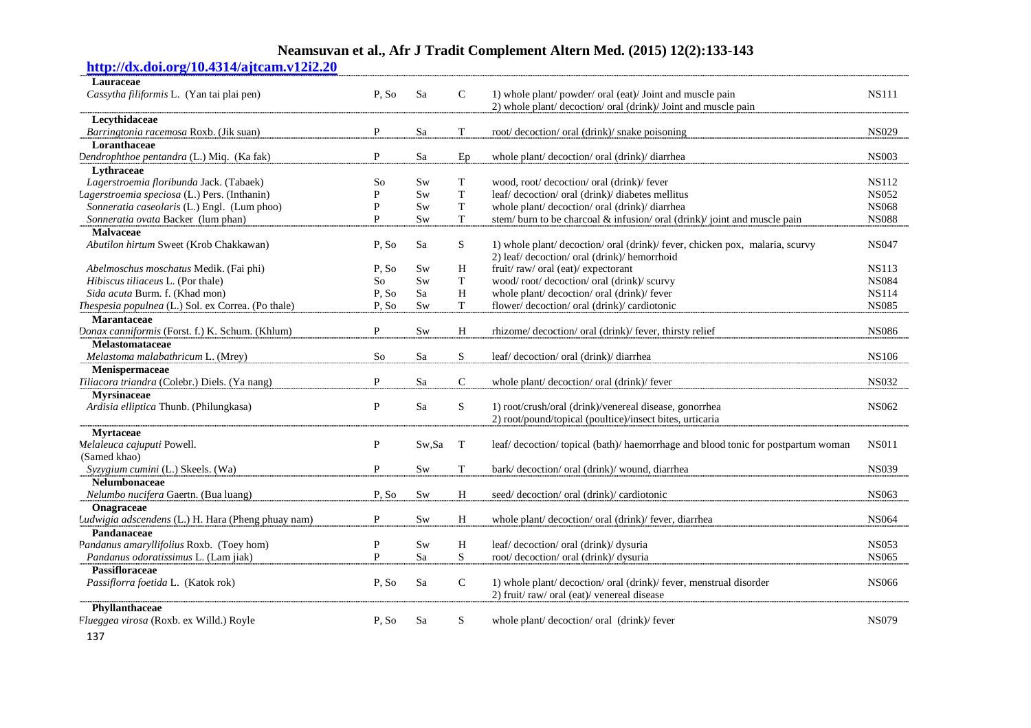| | | | | | |
|---|---|---|---|---|---|
| **Lauraceae** | | | | | |
| *Cassytha filiformis* L. (Yan tai plai pen) | P, So | Sa | C | 1) whole plant/ powder/ oral (eat)/ Joint and muscle pain<br>2) whole plant/ decoction/ oral (drink)/ Joint and muscle pain | NS111 |
| **Lecythidaceae** | | | | | |
| *Barringtonia racemosa* Roxb. (Jik suan) | P | Sa | T | root/ decoction/ oral (drink)/ snake poisoning | NS029 |
| **Loranthaceae** | | | | | |
| *Dendrophthoe pentandra* (L.) Miq. (Ka fak) | P | Sa | Ep | whole plant/ decoction/ oral (drink)/ diarrhea | NS003 |
| **Lythraceae** | | | | | |
| *Lagerstroemia floribunda* Jack. (Tabaek) | So | Sw | T | wood, root/ decoction/ oral (drink)/ fever | NS112 |
| *Lagerstroemia speciosa* (L.) Pers. (Inthanin) | P | Sw | T | leaf/ decoction/ oral (drink)/ diabetes mellitus | NS052 |
| *Sonneratia caseolaris* (L.) Engl. (Lum phoo) | P | Sw | T | whole plant/ decoction/ oral (drink)/ diarrhea | NS068 |
| *Sonneratia ovata* Backer (lum phan) | P | Sw | T | stem/ burn to be charcoal & infusion/ oral (drink)/ joint and muscle pain | NS088 |
| **Malvaceae** | | | | | |
| *Abutilon hirtum* Sweet (Krob Chakkawan) | P, So | Sa | S | 1) whole plant/ decoction/ oral (drink)/ fever, chicken pox, malaria, scurvy<br>2) leaf/ decoction/ oral (drink)/ hemorrhoid | NS047 |
| *Abelmoschus moschatus* Medik. (Fai phi) | P, So | Sw | H | fruit/ raw/ oral (eat)/ expectorant | NS113 |
| *Hibiscus tiliaceus* L. (Por thale) | So | Sw | T | wood/ root/ decoction/ oral (drink)/ scurvy | NS084 |
| *Sida acuta* Burm. f. (Khad mon) | P, So | Sa | H | whole plant/ decoction/ oral (drink)/ fever | NS114 |
| *Thespesia populnea* (L.) Sol. ex Correa. (Po thale) | P, So | Sw | T | flower/ decoction/ oral (drink)/ cardiotonic | NS085 |
| **Marantaceae** | | | | | |
| *Donax canniformis* (Forst. f.) K. Schum. (Khlum) | P | Sw | H | rhizome/ decoction/ oral (drink)/ fever, thirsty relief | NS086 |
| **Melastomataceae** | | | | | |
| *Melastoma malabathricum* L. (Mrey) | So | Sa | S | leaf/ decoction/ oral (drink)/ diarrhea | NS106 |
| **Menispermaceae** | | | | | |
| *Tiliacora triandra* (Colebr.) Diels. (Ya nang) | P | Sa | C | whole plant/ decoction/ oral (drink)/ fever | NS032 |
| **Myrsinaceae** | | | | | |
| *Ardisia elliptica* Thunb. (Philungkasa) | P | Sa | S | 1) root/crush/oral (drink)/venereal disease, gonorrhea<br>2) root/pound/topical (poultice)/insect bites, urticaria | NS062 |
| **Myrtaceae** | | | | | |
| *Melaleuca cajuputi* Powell. (Samed khao) | P | Sw,Sa | T | leaf/ decoction/ topical (bath)/ haemorrhage and blood tonic for postpartum woman | NS011 |
| *Syzygium cumini* (L.) Skeels. (Wa) | P | Sw | T | bark/ decoction/ oral (drink)/ wound, diarrhea | NS039 |
| **Nelumbonaceae** | | | | | |
| *Nelumbo nucifera* Gaertn. (Bua luang) | P, So | Sw | H | seed/ decoction/ oral (drink)/ cardiotonic | NS063 |
| **Onagraceae** | | | | | |
| *Ludwigia adscendens* (L.) H. Hara (Pheng phuay nam) | P | Sw | H | whole plant/ decoction/ oral (drink)/ fever, diarrhea | NS064 |
| **Pandanaceae** | | | | | |
| *Pandanus amaryllifolius* Roxb. (Toey hom) | P | Sw | H | leaf/ decoction/ oral (drink)/ dysuria | NS053 |
| *Pandanus odoratissimus* L. (Lam jiak) | P | Sa | S | root/ decoction/ oral (drink)/ dysuria | NS065 |
| **Passifloraceae** | | | | | |
| *Passiflorra foetida* L. (Katok rok) | P, So | Sa | C | 1) whole plant/ decoction/ oral (drink)/ fever, menstrual disorder<br>2) fruit/ raw/ oral (eat)/ venereal disease | NS066 |
| **Phyllanthaceae** | | | | | |
| *Flueggea virosa* (Roxb. ex Willd.) Royle | P, So | Sa | S | whole plant/ decoction/ oral (drink)/ fever | NS079 |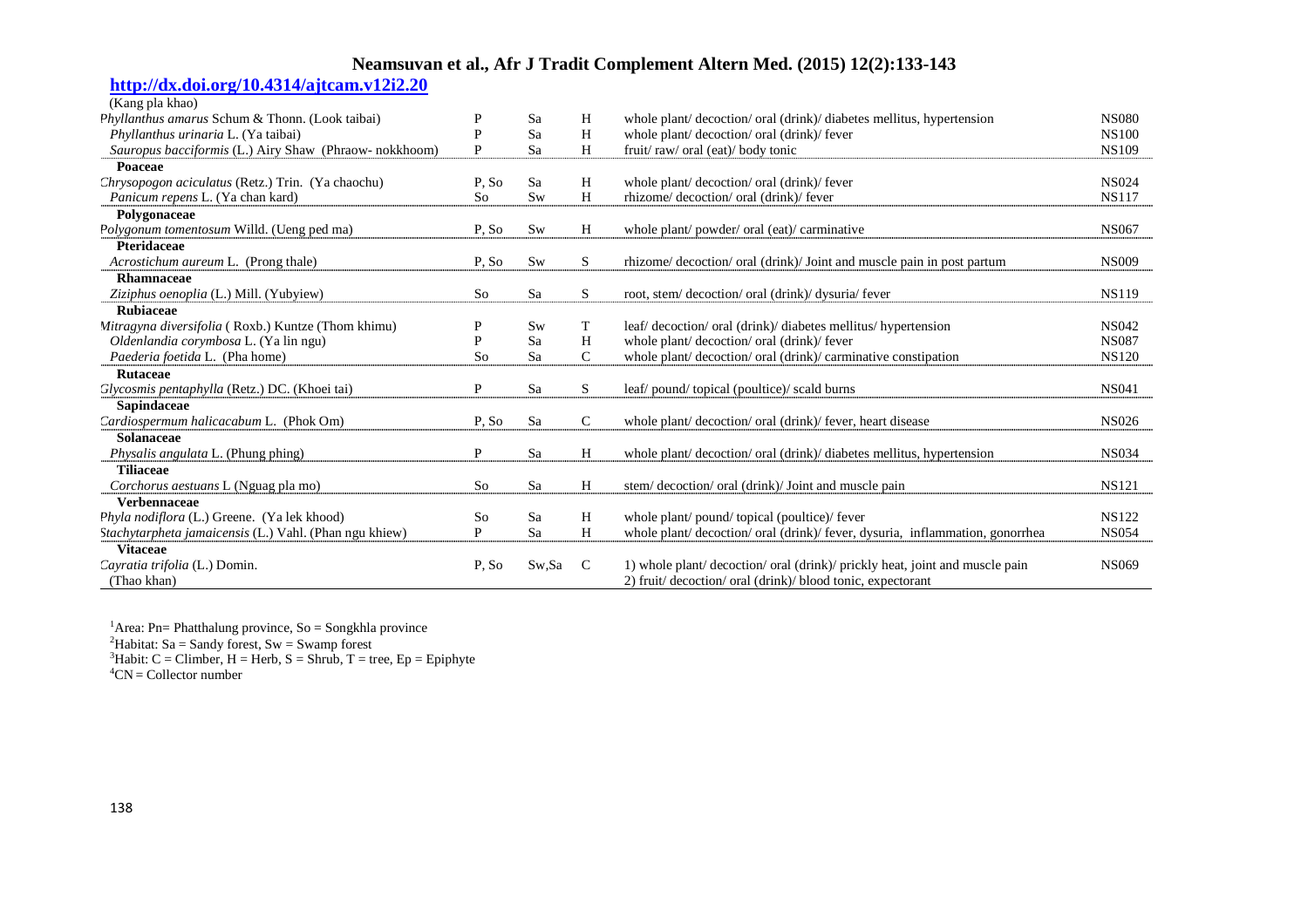| | | | | | |
|---|---|---|---|---|---|
| (Kang pla khao) | | | | | |
| *Phyllanthus amarus* Schum & Thonn. (Look taibai) | P | Sa | H | whole plant/ decoction/ oral (drink)/ diabetes mellitus, hypertension | NS080 |
| *Phyllanthus urinaria* L. (Ya taibai) | P | Sa | H | whole plant/ decoction/ oral (drink)/ fever | NS100 |
| *Sauropus bacciformis* (L.) Airy Shaw (Phraow- nokkhoom) | P | Sa | H | fruit/ raw/ oral (eat)/ body tonic | NS109 |
| **Poaceae** | | | | | |
| *Chrysopogon aciculatus* (Retz.) Trin. (Ya chaochu) | P, So | Sa | H | whole plant/ decoction/ oral (drink)/ fever | NS024 |
| *Panicum repens* L. (Ya chan kard) | So | Sw | H | rhizome/ decoction/ oral (drink)/ fever | NS117 |
| **Polygonaceae** | | | | | |
| *Polygonum tomentosum* Willd. (Ueng ped ma) | P, So | Sw | H | whole plant/ powder/ oral (eat)/ carminative | NS067 |
| **Pteridaceae** | | | | | |
| *Acrostichum aureum* L. (Prong thale) | P, So | Sw | S | rhizome/ decoction/ oral (drink)/ Joint and muscle pain in post partum | NS009 |
| **Rhamnaceae** | | | | | |
| *Ziziphus oenoplia* (L.) Mill. (Yubyiew) | So | Sa | S | root, stem/ decoction/ oral (drink)/ dysuria/ fever | NS119 |
| **Rubiaceae** | | | | | |
| *Mitragyna diversifolia* ( Roxb.) Kuntze (Thom khimu) | P | Sw | T | leaf/ decoction/ oral (drink)/ diabetes mellitus/ hypertension | NS042 |
| *Oldenlandia corymbosa* L. (Ya lin ngu) | P | Sa | H | whole plant/ decoction/ oral (drink)/ fever | NS087 |
| *Paederia foetida* L. (Pha home) | So | Sa | C | whole plant/ decoction/ oral (drink)/ carminative constipation | NS120 |
| **Rutaceae** | | | | | |
| *Glycosmis pentaphylla* (Retz.) DC. (Khoei tai) | P | Sa | S | leaf/ pound/ topical (poultice)/ scald burns | NS041 |
| **Sapindaceae** | | | | | |
| *Cardiospermum halicacabum* L. (Phok Om) | P, So | Sa | C | whole plant/ decoction/ oral (drink)/ fever, heart disease | NS026 |
| **Solanaceae** | | | | | |
| *Physalis angulata* L. (Phung phing) | P | Sa | H | whole plant/ decoction/ oral (drink)/ diabetes mellitus, hypertension | NS034 |
| **Tiliaceae** | | | | | |
| *Corchorus aestuans* L (Nguag pla mo) | So | Sa | H | stem/ decoction/ oral (drink)/ Joint and muscle pain | NS121 |
| **Verbennaceae** | | | | | |
| *Phyla nodiflora* (L.) Greene. (Ya lek khood) | So | Sa | H | whole plant/ pound/ topical (poultice)/ fever | NS122 |
| *Stachytarpheta jamaicensis* (L.) Vahl. (Phan ngu khiew) | P | Sa | H | whole plant/ decoction/ oral (drink)/ fever, dysuria, inflammation, gonorrhea | NS054 |
| **Vitaceae** | | | | | |
| *Cayratia trifolia* (L.) Domin. (Thao khan) | P, So | Sw,Sa | C | 1) whole plant/ decoction/ oral (drink)/ prickly heat, joint and muscle pain 2) fruit/ decoction/ oral (drink)/ blood tonic, expectorant | NS069 |

[1]Area: Pn= Phatthalung province, So = Songkhla province
[2]Habitat: Sa = Sandy forest, Sw = Swamp forest
[3]Habit: C = Climber, H = Herb, S = Shrub, T = tree, Ep = Epiphyte
[4]CN = Collector number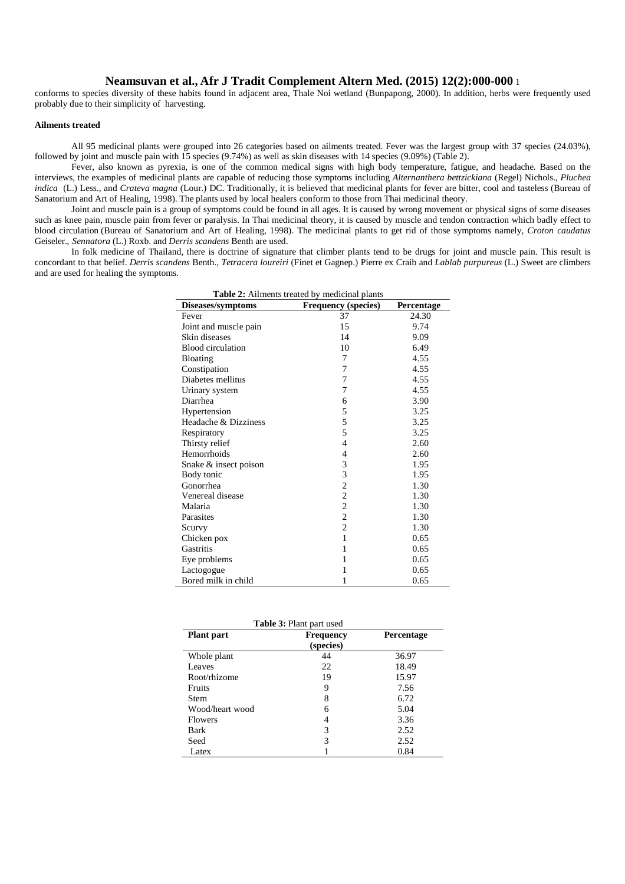conforms to species diversity of these habits found in adjacent area, Thale Noi wetland (Bunpapong, 2000). In addition, herbs were frequently used probably due to their simplicity of harvesting.

**Ailments treated**

All 95 medicinal plants were grouped into 26 categories based on ailments treated. Fever was the largest group with 37 species (24.03%), followed by joint and muscle pain with 15 species (9.74%) as well as skin diseases with 14 species (9.09%) (Table 2).

Fever, also known as pyrexia, is one of the common medical signs with high body temperature, fatigue, and headache. Based on the interviews, the examples of medicinal plants are capable of reducing those symptoms including *Alternanthera bettzickiana* (Regel) Nichols., *Pluchea indica* (L.) Less., and *Crateva magna* (Lour.) DC. Traditionally, it is believed that medicinal plants for fever are bitter, cool and tasteless (Bureau of Sanatorium and Art of Healing, 1998). The plants used by local healers conform to those from Thai medicinal theory.

Joint and muscle pain is a group of symptoms could be found in all ages. It is caused by wrong movement or physical signs of some diseases such as knee pain, muscle pain from fever or paralysis. In Thai medicinal theory, it is caused by muscle and tendon contraction which badly effect to blood circulation (Bureau of Sanatorium and Art of Healing, 1998). The medicinal plants to get rid of those symptoms namely, *Croton caudatus* Geiseler., *Sennatora* (L.) Roxb. and *Derris scandens* Benth are used.

In folk medicine of Thailand, there is doctrine of signature that climber plants tend to be drugs for joint and muscle pain. This result is concordant to that belief. *Derris scandens* Benth., *Tetracera loureiri* (Finet et Gagnep.) Pierre ex Craib and *Lablab purpureus* (L.) Sweet are climbers and are used for healing the symptoms.

**Table 2:** Ailments treated by medicinal plants

| Diseases/symptoms | Frequency (species) | Percentage |
|---|---|---|
| Fever | 37 | 24.30 |
| Joint and muscle pain | 15 | 9.74 |
| Skin diseases | 14 | 9.09 |
| Blood circulation | 10 | 6.49 |
| Bloating | 7 | 4.55 |
| Constipation | 7 | 4.55 |
| Diabetes mellitus | 7 | 4.55 |
| Urinary system | 7 | 4.55 |
| Diarrhea | 6 | 3.90 |
| Hypertension | 5 | 3.25 |
| Headache & Dizziness | 5 | 3.25 |
| Respiratory | 5 | 3.25 |
| Thirsty relief | 4 | 2.60 |
| Hemorrhoids | 4 | 2.60 |
| Snake & insect poison | 3 | 1.95 |
| Body tonic | 3 | 1.95 |
| Gonorrhea | 2 | 1.30 |
| Venereal disease | 2 | 1.30 |
| Malaria | 2 | 1.30 |
| Parasites | 2 | 1.30 |
| Scurvy | 2 | 1.30 |
| Chicken pox | 1 | 0.65 |
| Gastritis | 1 | 0.65 |
| Eye problems | 1 | 0.65 |
| Lactogogue | 1 | 0.65 |
| Bored milk in child | 1 | 0.65 |

**Table 3:** Plant part used

| Plant part | Frequency (species) | Percentage |
|---|---|---|
| Whole plant | 44 | 36.97 |
| Leaves | 22 | 18.49 |
| Root/rhizome | 19 | 15.97 |
| Fruits | 9 | 7.56 |
| Stem | 8 | 6.72 |
| Wood/heart wood | 6 | 5.04 |
| Flowers | 4 | 3.36 |
| Bark | 3 | 2.52 |
| Seed | 3 | 2.52 |
| Latex | 1 | 0.84 |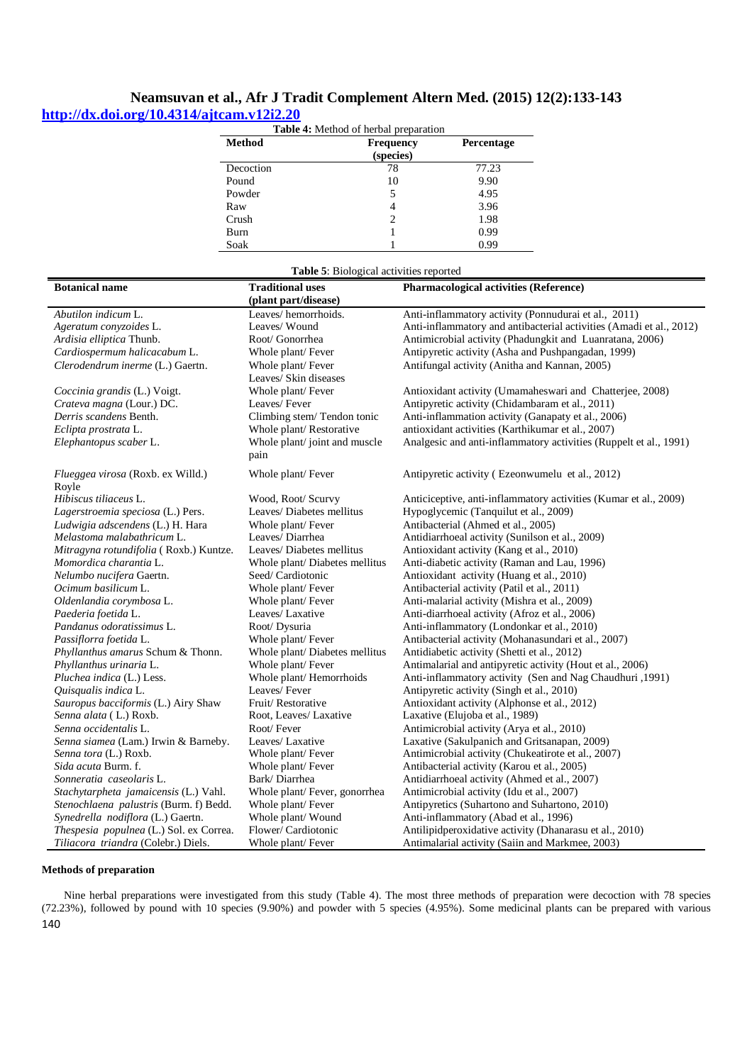**Table 4:** Method of herbal preparation

| Method | Frequency (species) | Percentage |
|---|---|---|
| Decoction | 78 | 77.23 |
| Pound | 10 | 9.90 |
| Powder | 5 | 4.95 |
| Raw | 4 | 3.96 |
| Crush | 2 | 1.98 |
| Burn | 1 | 0.99 |
| Soak | 1 | 0.99 |

**Table 5**: Biological activities reported

| Botanical name | Traditional uses (plant part/disease) | Pharmacological activities (Reference) |
|---|---|---|
| *Abutilon indicum* L. | Leaves/ hemorrhoids. | Anti-inflammatory activity (Ponnudurai et al., 2011) |
| *Ageratum conyzoides* L. | Leaves/ Wound | Anti-inflammatory and antibacterial activities (Amadi et al., 2012) |
| *Ardisia elliptica* Thunb. | Root/ Gonorrhea | Antimicrobial activity (Phadungkit and Luanratana, 2006) |
| *Cardiospermum halicacabum* L. | Whole plant/ Fever | Antipyretic activity (Asha and Pushpangadan, 1999) |
| *Clerodendrum inerme* (L.) Gaertn. | Whole plant/ Fever Leaves/ Skin diseases | Antifungal activity (Anitha and Kannan, 2005) |
| *Coccinia grandis* (L.) Voigt. | Whole plant/ Fever | Antioxidant activity (Umamaheswari and Chatterjee, 2008) |
| *Crateva magna* (Lour.) DC. | Leaves/ Fever | Antipyretic activity (Chidambaram et al., 2011) |
| *Derris scandens* Benth. | Climbing stem/ Tendon tonic | Anti-inflammation activity (Ganapaty et al., 2006) |
| *Eclipta prostrata* L. | Whole plant/ Restorative | antioxidant activities (Karthikumar et al., 2007) |
| *Elephantopus scaber* L. | Whole plant/ joint and muscle pain | Analgesic and anti-inflammatory activities (Ruppelt et al., 1991) |
| *Flueggea virosa* (Roxb. ex Willd.) Royle | Whole plant/ Fever | Antipyretic activity ( Ezeonwumelu et al., 2012) |
| *Hibiscus tiliaceus* L. | Wood, Root/ Scurvy | Anticiceptive, anti-inflammatory activities (Kumar et al., 2009) |
| *Lagerstroemia speciosa* (L.) Pers. | Leaves/ Diabetes mellitus | Hypoglycemic (Tanquilut et al., 2009) |
| *Ludwigia adscendens* (L.) H. Hara | Whole plant/ Fever | Antibacterial (Ahmed et al., 2005) |
| *Melastoma malabathricum* L. | Leaves/ Diarrhea | Antidiarrhoeal activity (Sunilson et al., 2009) |
| *Mitragyna rotundifolia* ( Roxb.) Kuntze. | Leaves/ Diabetes mellitus | Antioxidant activity (Kang et al., 2010) |
| *Momordica charantia* L. | Whole plant/ Diabetes mellitus | Anti-diabetic activity (Raman and Lau, 1996) |
| *Nelumbo nucifera* Gaertn. | Seed/ Cardiotonic | Antioxidant activity (Huang et al., 2010) |
| *Ocimum basilicum* L. | Whole plant/ Fever | Antibacterial activity (Patil et al., 2011) |
| *Oldenlandia corymbosa* L. | Whole plant/ Fever | Anti-malarial activity (Mishra et al., 2009) |
| *Paederia foetida* L. | Leaves/ Laxative | Anti-diarrhoeal activity (Afroz et al., 2006) |
| *Pandanus odoratissimus* L. | Root/ Dysuria | Anti-inflammatory (Londonkar et al., 2010) |
| *Passiflorra foetida* L. | Whole plant/ Fever | Antibacterial activity (Mohanasundari et al., 2007) |
| *Phyllanthus amarus* Schum & Thonn. | Whole plant/ Diabetes mellitus | Antidiabetic activity (Shetti et al., 2012) |
| *Phyllanthus urinaria* L. | Whole plant/ Fever | Antimalarial and antipyretic activity (Hout et al., 2006) |
| *Pluchea indica* (L.) Less. | Whole plant/ Hemorrhoids | Anti-inflammatory activity (Sen and Nag Chaudhuri ,1991) |
| *Quisqualis indica* L. | Leaves/ Fever | Antipyretic activity (Singh et al., 2010) |
| *Sauropus bacciformis* (L.) Airy Shaw | Fruit/ Restorative | Antioxidant activity (Alphonse et al., 2012) |
| *Senna alata* ( L.) Roxb. | Root, Leaves/ Laxative | Laxative (Elujoba et al., 1989) |
| *Senna occidentalis* L. | Root/ Fever | Antimicrobial activity (Arya et al., 2010) |
| *Senna siamea* (Lam.) Irwin & Barneby. | Leaves/ Laxative | Laxative (Sakulpanich and Gritsanapan, 2009) |
| *Senna tora* (L.) Roxb. | Whole plant/ Fever | Antimicrobial activity (Chukeatirote et al., 2007) |
| *Sida acuta* Burm. f. | Whole plant/ Fever | Antibacterial activity (Karou et al., 2005) |
| *Sonneratia caseolaris* L. | Bark/ Diarrhea | Antidiarrhoeal activity (Ahmed et al., 2007) |
| *Stachytarpheta jamaicensis* (L.) Vahl. | Whole plant/ Fever, gonorrhea | Antimicrobial activity (Idu et al., 2007) |
| *Stenochlaena palustris* (Burm. f) Bedd. | Whole plant/ Fever | Antipyretics (Suhartono and Suhartono, 2010) |
| *Synedrella nodiflora* (L.) Gaertn. | Whole plant/ Wound | Anti-inflammatory (Abad et al., 1996) |
| *Thespesia populnea* (L.) Sol. ex Correa. | Flower/ Cardiotonic | Antilipidperoxidative activity (Dhanarasu et al., 2010) |
| *Tiliacora triandra* (Colebr.) Diels. | Whole plant/ Fever | Antimalarial activity (Saiin and Markmee, 2003) |

#### Methods of preparation

Nine herbal preparations were investigated from this study (Table 4). The most three methods of preparation were decoction with 78 species (72.23%), followed by pound with 10 species (9.90%) and powder with 5 species (4.95%). Some medicinal plants can be prepared with various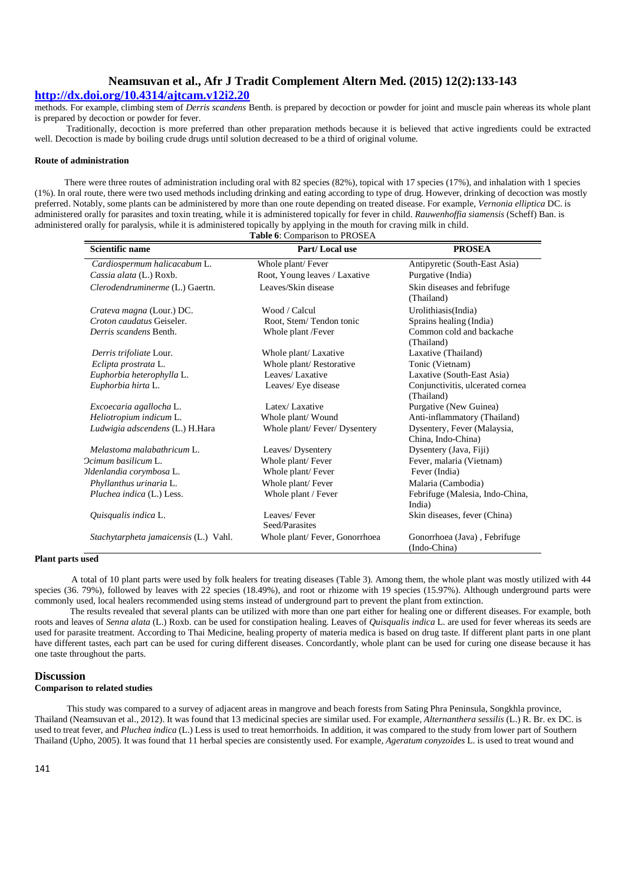methods. For example, climbing stem of *Derris scandens* Benth. is prepared by decoction or powder for joint and muscle pain whereas its whole plant is prepared by decoction or powder for fever.

Traditionally, decoction is more preferred than other preparation methods because it is believed that active ingredients could be extracted well. Decoction is made by boiling crude drugs until solution decreased to be a third of original volume.

#### Route of administration

There were three routes of administration including oral with 82 species (82%), topical with 17 species (17%), and inhalation with 1 species (1%). In oral route, there were two used methods including drinking and eating according to type of drug. However, drinking of decoction was mostly preferred. Notably, some plants can be administered by more than one route depending on treated disease. For example, *Vernonia elliptica* DC. is administered orally for parasites and toxin treating, while it is administered topically for fever in child. *Rauwenhoffia siamensis* (Scheff) Ban. is administered orally for paralysis, while it is administered topically by applying in the mouth for craving milk in child.

**Table 6**: Comparison to PROSEA

| Scientific name | Part/ Local use | PROSEA |
|---|---|---|
| *Cardiospermum halicacabum* L. | Whole plant/ Fever | Antipyretic (South-East Asia) |
| *Cassia alata* (L.) Roxb. | Root, Young leaves / Laxative | Purgative (India) |
| *Clerodendruminerme* (L.) Gaertn. | Leaves/Skin disease | Skin diseases and febrifuge (Thailand) |
| *Crateva magna* (Lour.) DC. | Wood / Calcul | Urolithiasis(India) |
| *Croton caudatus* Geiseler. | Root, Stem/ Tendon tonic | Sprains healing (India) |
| *Derris scandens* Benth. | Whole plant /Fever | Common cold and backache (Thailand) |
| *Derris trifoliate* Lour. | Whole plant/ Laxative | Laxative (Thailand) |
| *Eclipta prostrata* L. | Whole plant/ Restorative | Tonic (Vietnam) |
| *Euphorbia heterophylla* L. | Leaves/ Laxative | Laxative (South-East Asia) |
| *Euphorbia hirta* L. | Leaves/ Eye disease | Conjunctivitis, ulcerated cornea (Thailand) |
| *Excoecaria agallocha* L. | Latex/ Laxative | Purgative (New Guinea) |
| *Heliotropium indicum* L. | Whole plant/ Wound | Anti-inflammatory (Thailand) |
| *Ludwigia adscendens* (L.) H.Hara | Whole plant/ Fever/ Dysentery | Dysentery, Fever (Malaysia, China, Indo-China) |
| *Melastoma malabathricum* L. | Leaves/ Dysentery | Dysentery (Java, Fiji) |
| *Ocimum basilicum* L. | Whole plant/ Fever | Fever, malaria (Vietnam) |
| *Oldenlandia corymbosa* L. | Whole plant/ Fever | Fever (India) |
| *Phyllanthus urinaria* L. | Whole plant/ Fever | Malaria (Cambodia) |
| *Pluchea indica* (L.) Less. | Whole plant / Fever | Febrifuge (Malesia, Indo-China, India) |
| *Quisqualis indica* L. | Leaves/ Fever Seed/Parasites | Skin diseases, fever (China) |
| *Stachytarpheta jamaicensis* (L.) Vahl. | Whole plant/ Fever, Gonorrhoea | Gonorrhoea (Java) , Febrifuge (Indo-China) |

#### Plant parts used

A total of 10 plant parts were used by folk healers for treating diseases (Table 3). Among them, the whole plant was mostly utilized with 44 species (36. 79%), followed by leaves with 22 species (18.49%), and root or rhizome with 19 species (15.97%). Although underground parts were commonly used, local healers recommended using stems instead of underground part to prevent the plant from extinction.

The results revealed that several plants can be utilized with more than one part either for healing one or different diseases. For example, both roots and leaves of *Senna alata* (L.) Roxb. can be used for constipation healing. Leaves of *Quisqualis indica* L. are used for fever whereas its seeds are used for parasite treatment. According to Thai Medicine, healing property of materia medica is based on drug taste. If different plant parts in one plant have different tastes, each part can be used for curing different diseases. Concordantly, whole plant can be used for curing one disease because it has one taste throughout the parts.

## Discussion

#### Comparison to related studies

This study was compared to a survey of adjacent areas in mangrove and beach forests from Sating Phra Peninsula, Songkhla province, Thailand (Neamsuvan et al., 2012). It was found that 13 medicinal species are similar used. For example, *Alternanthera sessilis* (L.) R. Br. ex DC. is used to treat fever, and *Pluchea indica* (L.) Less is used to treat hemorrhoids. In addition, it was compared to the study from lower part of Southern Thailand (Upho, 2005). It was found that 11 herbal species are consistently used. For example, *Ageratum conyzoides* L. is used to treat wound and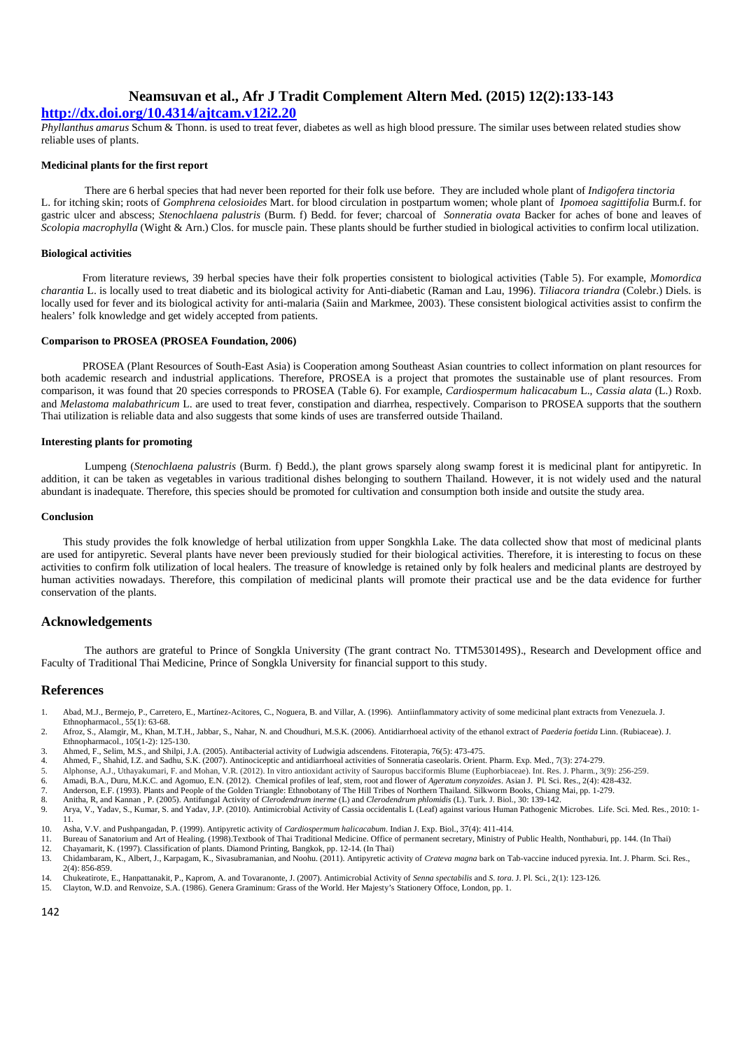*Phyllanthus amarus* Schum & Thonn. is used to treat fever, diabetes as well as high blood pressure. The similar uses between related studies show reliable uses of plants.

#### Medicinal plants for the first report

There are 6 herbal species that had never been reported for their folk use before. They are included whole plant of *Indigofera tinctoria* L. for itching skin; roots of *Gomphrena celosioides* Mart. for blood circulation in postpartum women; whole plant of *Ipomoea sagittifolia* Burm.f. for gastric ulcer and abscess; *Stenochlaena palustris* (Burm. f) Bedd. for fever; charcoal of *Sonneratia ovata* Backer for aches of bone and leaves of *Scolopia macrophylla* (Wight & Arn.) Clos. for muscle pain. These plants should be further studied in biological activities to confirm local utilization.

#### Biological activities

From literature reviews, 39 herbal species have their folk properties consistent to biological activities (Table 5). For example, *Momordica charantia* L. is locally used to treat diabetic and its biological activity for Anti-diabetic (Raman and Lau, 1996). *Tiliacora triandra* (Colebr.) Diels. is locally used for fever and its biological activity for anti-malaria (Saiin and Markmee, 2003). These consistent biological activities assist to confirm the healers' folk knowledge and get widely accepted from patients.

#### Comparison to PROSEA (PROSEA Foundation, 2006)

PROSEA (Plant Resources of South-East Asia) is Cooperation among Southeast Asian countries to collect information on plant resources for both academic research and industrial applications. Therefore, PROSEA is a project that promotes the sustainable use of plant resources. From comparison, it was found that 20 species corresponds to PROSEA (Table 6). For example, *Cardiospermum halicacabum* L., *Cassia alata* (L.) Roxb. and *Melastoma malabathricum* L. are used to treat fever, constipation and diarrhea, respectively. Comparison to PROSEA supports that the southern Thai utilization is reliable data and also suggests that some kinds of uses are transferred outside Thailand.

#### Interesting plants for promoting

Lumpeng (*Stenochlaena palustris* (Burm. f) Bedd.), the plant grows sparsely along swamp forest it is medicinal plant for antipyretic. In addition, it can be taken as vegetables in various traditional dishes belonging to southern Thailand. However, it is not widely used and the natural abundant is inadequate. Therefore, this species should be promoted for cultivation and consumption both inside and outsite the study area.

#### Conclusion

This study provides the folk knowledge of herbal utilization from upper Songkhla Lake. The data collected show that most of medicinal plants are used for antipyretic. Several plants have never been previously studied for their biological activities. Therefore, it is interesting to focus on these activities to confirm folk utilization of local healers. The treasure of knowledge is retained only by folk healers and medicinal plants are destroyed by human activities nowadays. Therefore, this compilation of medicinal plants will promote their practical use and be the data evidence for further conservation of the plants.

## Acknowledgements

The authors are grateful to Prince of Songkla University (The grant contract No. TTM530149S)., Research and Development office and Faculty of Traditional Thai Medicine, Prince of Songkla University for financial support to this study.

## References

1. Abad, M.J., Bermejo, P., Carretero, E., Martínez-Acitores, C., Noguera, B. and Villar, A. (1996). Antiinflammatory activity of some medicinal plant extracts from Venezuela. J. Ethnopharmacol., 55(1): 63-68.
2. Afroz, S., Alamgir, M., Khan, M.T.H., Jabbar, S., Nahar, N. and Choudhuri, M.S.K. (2006). Antidiarrhoeal activity of the ethanol extract of *Paederia foetida* Linn. (Rubiaceae). J. Ethnopharmacol., 105(1-2): 125-130.
3. Ahmed, F., Selim, M.S., and Shilpi, J.A. (2005). Antibacterial activity of Ludwigia adscendens. Fitoterapia, 76(5): 473-475.
4. Ahmed, F., Shahid, I.Z. and Sadhu, S.K. (2007). Antinociceptic and antidiarrhoeal activities of Sonneratia caseolaris. Orient. Pharm. Exp. Med., 7(3): 274-279.
5. Alphonse, A.J., Uthayakumari, F. and Mohan, V.R. (2012). In vitro antioxidant activity of Sauropus bacciformis Blume (Euphorbiaceae). Int. Res. J. Pharm., 3(9): 256-259.
6. Amadi, B.A., Duru, M.K.C. and Agomuo, E.N. (2012). Chemical profiles of leaf, stem, root and flower of *Ageratum conyzoides*. Asian J. Pl. Sci. Res., 2(4): 428-432.
7. Anderson, E.F. (1993). Plants and People of the Golden Triangle: Ethnobotany of The Hill Tribes of Northern Thailand. Silkworm Books, Chiang Mai, pp. 1-279.
8. Anitha, R, and Kannan , P. (2005). Antifungal Activity of *Clerodendrum inerme* (L) and *Clerodendrum phlomidis* (L). Turk. J. Biol., 30: 139-142.
9. Arya, V., Yadav, S., Kumar, S. and Yadav, J.P. (2010). Antimicrobial Activity of Cassia occidentalis L (Leaf) against various Human Pathogenic Microbes. Life. Sci. Med. Res., 2010: 1-11.
10. Asha, V.V. and Pushpangadan, P. (1999). Antipyretic activity of *Cardiospermum halicacabum*. Indian J. Exp. Biol., 37(4): 411-414.
11. Bureau of Sanatorium and Art of Healing. (1998).Textbook of Thai Traditional Medicine. Office of permanent secretary, Ministry of Public Health, Nonthaburi, pp. 144. (In Thai)
12. Chayamarit, K. (1997). Classification of plants. Diamond Printing, Bangkok, pp. 12-14. (In Thai)
13. Chidambaram, K., Albert, J., Karpagam, K., Sivasubramanian, and Noohu. (2011). Antipyretic activity of *Crateva magna* bark on Tab-vaccine induced pyrexia. Int. J. Pharm. Sci. Res., 2(4): 856-859.
14. Chukeatirote, E., Hanpattanakit, P., Kaprom, A. and Tovaranonte, J. (2007). Antimicrobial Activity of *Senna spectabilis* and *S. tora*. J. Pl. Sci., 2(1): 123-126.
15. Clayton, W.D. and Renvoize, S.A. (1986). Genera Graminum: Grass of the World. Her Majesty's Stationery Offoce, London, pp. 1.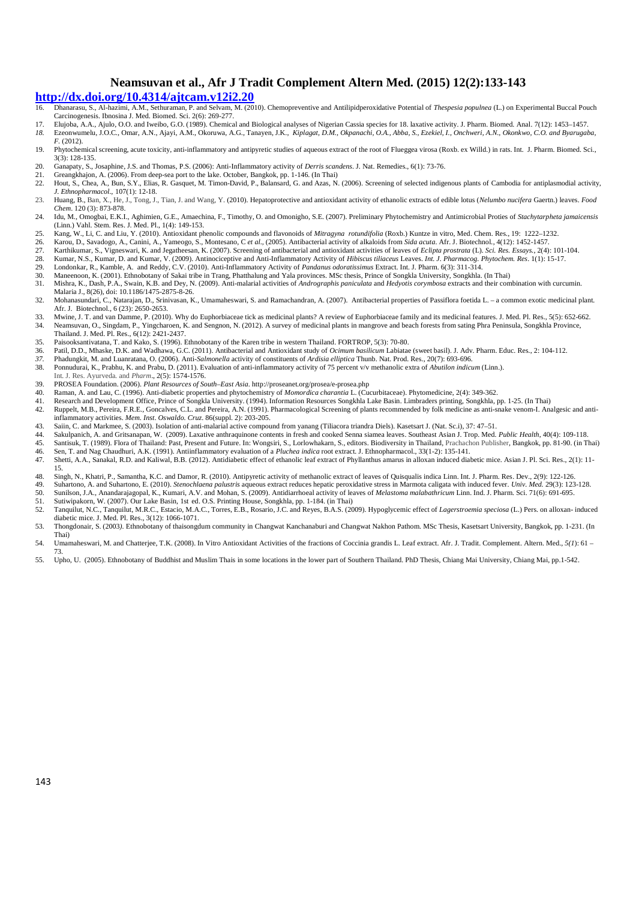16. Dhanarasu, S., Al-hazimi, A.M., Sethuraman, P. and Selvam, M. (2010). Chemopreventive and Antilipidperoxidative Potential of *Thespesia populnea* (L.) on Experimental Buccal Pouch Carcinogenesis. Ibnosina J. Med. Biomed. Sci. 2(6): 269-277.
17. Elujoba, A.A., Ajulo, O.O. and Iweibo, G.O. (1989). Chemical and Biological analyses of Nigerian Cassia species for 18. laxative activity. J. Pharm. Biomed. Anal. 7(12): 1453–1457.
18. Ezeonwumelu, J.O.C., Omar, A.N., Ajayi, A.M., Okoruwa, A.G., Tanayen, J.K., *Kiplagat, D.M., Okpanachi, O.A., Abba, S., Ezekiel, I., Onchweri, A.N., Okonkwo, C.O. and Byarugaba, F.* (2012).
19. Phytochemical screening, acute toxicity, anti-inflammatory and antipyretic studies of aqueous extract of the root of Flueggea virosa (Roxb. ex Willd.) in rats. Int. J. Pharm. Biomed. Sci., 3(3): 128-135.
20. Ganapaty, S., Josaphine, J.S. and Thomas, P.S. (2006): Anti-Inflammatory activity of *Derris scandens*. J. Nat. Remedies., 6(1): 73-76.
21. Greangkhajon, A. (2006). From deep-sea port to the lake. October, Bangkok, pp. 1-146. (In Thai)
22. Hout, S., Chea, A., Bun, S.Y., Elias, R. Gasquet, M. Timon-David, P., Balansard, G. and Azas, N. (2006). Screening of selected indigenous plants of Cambodia for antiplasmodial activity, *J. Ethnopharmacol*., 107(1): 12-18.
23. Huang, B., Ban, X., He, J., Tong, J., Tian, J. and Wang, Y. (2010). Hepatoprotective and antioxidant activity of ethanolic extracts of edible lotus (*Nelumbo nucifera* Gaertn.) leaves. *Food Chem*. 120 (3): 873-878.
24. Idu, M., Omogbai, E.K.I., Aghimien, G.E., Amaechina, F., Timothy, O. and Omonigho, S.E. (2007). Preliminary Phytochemistry and Antimicrobial Proties of *Stachytarpheta jamaicensis* (Linn.) Vahl. Stem. Res. J. Med. Pl., 1(4): 149-153.
25. Kang, W., Li, C. and Liu, Y. (2010). Antioxidant phenolic compounds and flavonoids of *Mitragyna rotundifolia* (Roxb.) Kuntze in vitro, Med. Chem. Res., 19: 1222–1232.
26. Karou, D., Savadogo, A., Canini, A., Yameogo, S., Montesano, C *et al*., (2005). Antibacterial activity of alkaloids from *Sida acuta*. Afr. J. Biotechnol., 4(12): 1452-1457.
27. Karthikumar, S., Vigneswari, K. and Jegatheesan, K. (2007). Screening of antibacterial and antioxidant activities of leaves of *Eclipta prostrata* (L). *Sci. Res. Essays.*, 2(4): 101-104.
28. Kumar, N.S., Kumar, D. and Kumar, V. (2009). Antinociceptive and Anti-Inflammatory Activity of *Hibiscus tiliaceus* Leaves. *Int. J. Pharmacog. Phytochem. Res*. 1(1): 15-17.
29. Londonkar, R., Kamble, A. and Reddy, C.V. (2010). Anti-Inflammatory Activity of *Pandanus odoratissimus* Extract. Int. J. Pharm. 6(3): 311-314.
30. Maneenoon, K. (2001). Ethnobotany of Sakai tribe in Trang, Phatthalung and Yala provinces. MSc thesis, Prince of Songkla University, Songkhla. (In Thai)
31. Mishra, K., Dash, P.A., Swain, K.B. and Dey, N. (2009). Anti-malarial activities of *Andrographis paniculata* and *Hedyotis corymbosa* extracts and their combination with curcumin. Malaria J., 8(26), doi: 10.1186/1475-2875-8-26.
32. Mohanasundari, C., Natarajan, D., Srinivasan, K., Umamaheswari, S. and Ramachandran, A. (2007). Antibacterial properties of Passiflora foetida L. – a common exotic medicinal plant. Afr. J. Biotechnol., 6 (23): 2650-2653.
33. Mwine, J. T. and van Damme, P. (2010). Why do Euphorbiaceae tick as medicinal plants? A review of Euphorbiaceae family and its medicinal features. J. Med. Pl. Res., 5(5): 652-662.
34. Neamsuvan, O., Singdam, P., Yingcharoen, K. and Sengnon, N. (2012). A survey of medicinal plants in mangrove and beach forests from sating Phra Peninsula, Songkhla Province, Thailand. J. Med. Pl. Res., 6(12): 2421-2437.
35. Paisooksantivatana, T. and Kako, S. (1996). Ethnobotany of the Karen tribe in western Thailand. FORTROP, 5(3): 70-80.
36. Patil, D.D., Mhaske, D.K. and Wadhawa, G.C. (2011). Antibacterial and Antioxidant study of *Ocimum basilicum* Labiatae (sweet basil). J. Adv. Pharm. Educ. Res., 2: 104-112.
37. Phadungkit, M. and Luanratana, O. (2006). Anti-*Salmonella* activity of constituents of *Ardisia elliptica* Thunb. Nat. Prod. Res., 20(7): 693-696.
38. Ponnudurai, K., Prabhu, K. and Prabu, D. (2011). Evaluation of anti-inflammatory activity of 75 percent v/v methanolic extra of *Abutilon indicum* (Linn.). Int. J. Res. Ayurveda. and *Pharm*., 2(5): 1574-1576.
39. PROSEA Foundation. (2006). *Plant Resources of South–East Asia*. http://proseanet.org/prosea/e-prosea.php
40. Raman, A. and Lau, C. (1996). Anti-diabetic properties and phytochemistry of *Momordica charantia* L. (Cucurbitaceae). Phytomedicine, 2(4): 349-362.
41. Research and Development Office, Prince of Songkla University. (1994). Information Resources Songkhla Lake Basin. Limbraders printing, Songkhla, pp. 1-25. (In Thai)
42. Ruppelt, M.B., Pereira, F.R.E., Goncalves, C.L. and Pereira, A.N. (1991). Pharmacological Screening of plants recommended by folk medicine as anti-snake venom-I. Analgesic and anti-inflammatory activities. *Mem. Inst. Oswaldo. Cruz*. 86(suppl. 2): 203-205.
43. Saiin, C. and Markmee, S. (2003). Isolation of anti-malarial active compound from yanang (Tiliacora triandra Diels). Kasetsart J. (Nat. Sc.i), 37: 47–51.
44. Sakulpanich, A. and Gritsanapan, W. (2009). Laxative anthraquinone contents in fresh and cooked Senna siamea leaves. Southeast Asian J. Trop. Med. *Public Health*, 40(4): 109-118.
45. Santisuk, T. (1989). Flora of Thailand: Past, Present and Future. In: Wongsiri, S., Lorlowhakarn, S., editors. Biodiversity in Thailand, Prachachon Publisher, Bangkok, pp. 81-90. (in Thai)
46. Sen, T. and Nag Chaudhuri, A.K. (1991). Antiinflammatory evaluation of a *Pluchea indica* root extract. J. Ethnopharmacol., 33(1-2): 135-141.
47. Shetti, A.A., Sanakal, R.D. and Kaliwal, B.B. (2012). Antidiabetic effect of ethanolic leaf extract of Phyllanthus amarus in alloxan induced diabetic mice. Asian J. Pl. Sci. Res., 2(1): 11-15.
48. Singh, N., Khatri, P., Samantha, K.C. and Damor, R. (2010). Antipyretic activity of methanolic extract of leaves of Quisqualis indica Linn. Int. J. Pharm. Res. Dev., 2(9): 122-126.
49. Suhartono, A. and Suhartono, E. (2010). *Stenochlaena palustris* aqueous extract reduces hepatic peroxidative stress in Marmota caligata with induced fever. *Univ. Med.* 29(3): 123-128.
50. Sunilson, J.A., Anandarajagopal, K., Kumari, A.V. and Mohan, S. (2009). Antidiarrhoeal activity of leaves of *Melastoma malabathricum* Linn. Ind. J. Pharm. Sci. 71(6): 691-695.
51. Sutiwipakorn, W. (2007). Our Lake Basin, 1st ed. O.S. Printing House, Songkhla, pp. 1-184. (in Thai)
52. Tanquilut, N.C., Tanquilut, M.R.C., Estacio, M.A.C., Torres, E.B., Rosario, J.C. and Reyes, B.A.S. (2009). Hypoglycemic effect of *Lagerstroemia speciosa* (L.) Pers. on alloxan- induced diabetic mice. J. Med. Pl. Res., 3(12): 1066-1071.
53. Thongdonair, S. (2003). Ethnobotany of thaisongdum community in Changwat Kanchanaburi and Changwat Nakhon Pathom. MSc Thesis, Kasetsart University, Bangkok, pp. 1-231. (In Thai)
54. Umamaheswari, M. and Chatterjee, T.K. (2008). In Vitro Antioxidant Activities of the fractions of Coccinia grandis L. Leaf extract. Afr. J. Tradit. Complement. Altern. Med., *5(1)*: 61 – 73.
55. Upho, U. (2005). Ethnobotany of Buddhist and Muslim Thais in some locations in the lower part of Southern Thailand. PhD Thesis, Chiang Mai University, Chiang Mai, pp.1-542.